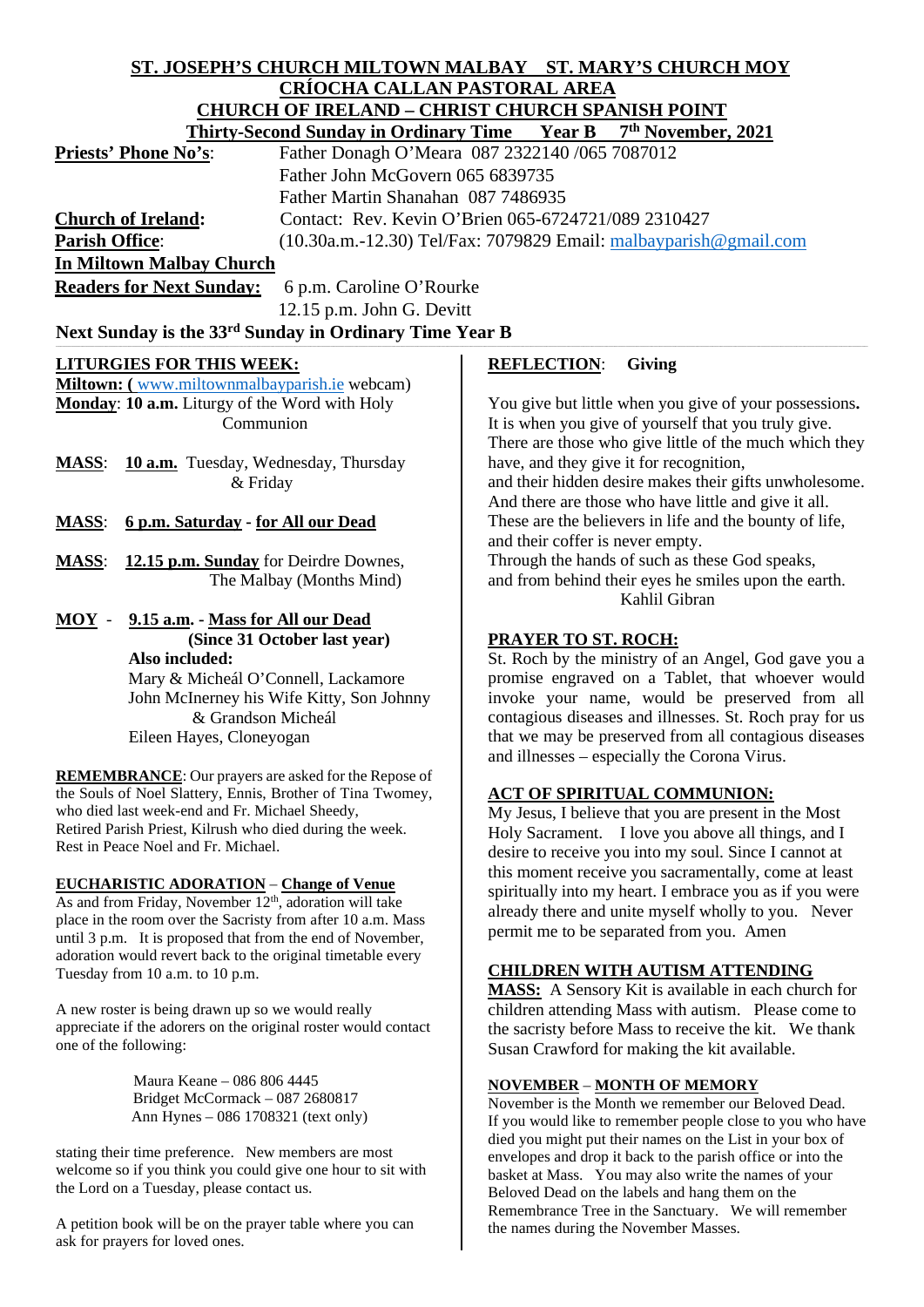# ST. JOSEPH'S CHURCH MILTOWN MALBAY ST. MARY'S CHURCH MOY
## CRÍOCHA CALLAN PASTORAL AREA
## CHURCH OF IRELAND – CHRIST CHURCH SPANISH POINT
### Thirty-Second Sunday in Ordinary Time Year B 7th November, 2021

**Priests' Phone No's**: Father Donagh O'Meara 087 2322140 /065 7087012
Father John McGovern 065 6839735
Father Martin Shanahan 087 7486935

**Church of Ireland**: Contact: Rev. Kevin O'Brien 065-6724721/089 2310427

**Parish Office**: (10.30a.m.-12.30) Tel/Fax: 7079829 Email: malbayparish@gmail.com

**In Miltown Malbay Church**

**Readers for Next Sunday:** 6 p.m. Caroline O'Rourke
12.15 p.m. John G. Devitt

**Next Sunday is the 33rd Sunday in Ordinary Time Year B**

## LITURGIES FOR THIS WEEK:

**Miltown: (** www.miltownmalbayparish.ie webcam)

**Monday**: **10 a.m.** Liturgy of the Word with Holy Communion

**MASS**: **10 a.m.** Tuesday, Wednesday, Thursday & Friday

**MASS**: **6 p.m. Saturday - for All our Dead**

**MASS**: **12.15 p.m. Sunday** for Deirdre Downes, The Malbay (Months Mind)

**MOY** - **9.15 a.m. - Mass for All our Dead (Since 31 October last year)**
**Also included:**
Mary & Micheál O'Connell, Lackamore
John McInerney his Wife Kitty, Son Johnny & Grandson Micheál
Eileen Hayes, Cloneyogan

**REMEMBRANCE**: Our prayers are asked for the Repose of the Souls of Noel Slattery, Ennis, Brother of Tina Twomey, who died last week-end and Fr. Michael Sheedy, Retired Parish Priest, Kilrush who died during the week. Rest in Peace Noel and Fr. Michael.

## EUCHARISTIC ADORATION – Change of Venue

As and from Friday, November 12th, adoration will take place in the room over the Sacristy from after 10 a.m. Mass until 3 p.m. It is proposed that from the end of November, adoration would revert back to the original timetable every Tuesday from 10 a.m. to 10 p.m.

A new roster is being drawn up so we would really appreciate if the adorers on the original roster would contact one of the following:

Maura Keane – 086 806 4445
Bridget McCormack – 087 2680817
Ann Hynes – 086 1708321 (text only)

stating their time preference. New members are most welcome so if you think you could give one hour to sit with the Lord on a Tuesday, please contact us.

A petition book will be on the prayer table where you can ask for prayers for loved ones.

## REFLECTION: Giving

You give but little when you give of your possessions.
It is when you give of yourself that you truly give.
There are those who give little of the much which they have, and they give it for recognition,
and their hidden desire makes their gifts unwholesome.
And there are those who have little and give it all.
These are the believers in life and the bounty of life,
and their coffer is never empty.
Through the hands of such as these God speaks,
and from behind their eyes he smiles upon the earth.

Kahlil Gibran

## PRAYER TO ST. ROCH:

St. Roch by the ministry of an Angel, God gave you a promise engraved on a Tablet, that whoever would invoke your name, would be preserved from all contagious diseases and illnesses. St. Roch pray for us that we may be preserved from all contagious diseases and illnesses – especially the Corona Virus.

## ACT OF SPIRITUAL COMMUNION:

My Jesus, I believe that you are present in the Most Holy Sacrament. I love you above all things, and I desire to receive you into my soul. Since I cannot at this moment receive you sacramentally, come at least spiritually into my heart. I embrace you as if you were already there and unite myself wholly to you. Never permit me to be separated from you. Amen

## CHILDREN WITH AUTISM ATTENDING MASS:

A Sensory Kit is available in each church for children attending Mass with autism. Please come to the sacristy before Mass to receive the kit. We thank Susan Crawford for making the kit available.

## NOVEMBER – MONTH OF MEMORY

November is the Month we remember our Beloved Dead. If you would like to remember people close to you who have died you might put their names on the List in your box of envelopes and drop it back to the parish office or into the basket at Mass. You may also write the names of your Beloved Dead on the labels and hang them on the Remembrance Tree in the Sanctuary. We will remember the names during the November Masses.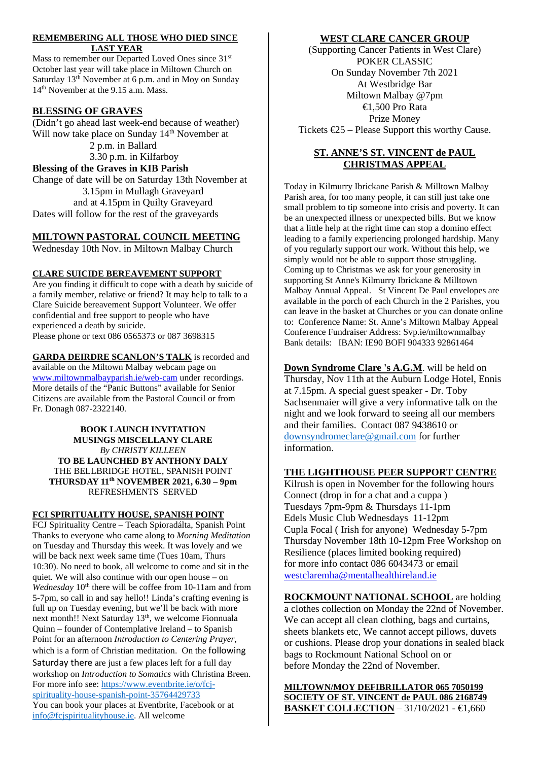## REMEMBERING ALL THOSE WHO DIED SINCE LAST YEAR

Mass to remember our Departed Loved Ones since 31st October last year will take place in Miltown Church on Saturday 13th November at 6 p.m. and in Moy on Sunday 14th November at the 9.15 a.m. Mass.

## BLESSING OF GRAVES

(Didn't go ahead last week-end because of weather)
Will now take place on Sunday 14th November at
2 p.m. in Ballard
3.30 p.m. in Kilfarboy

**Blessing of the Graves in KIB Parish**

Change of date will be on Saturday 13th November at
3.15pm in Mullagh Graveyard
and at 4.15pm in Quilty Graveyard
Dates will follow for the rest of the graveyards

## MILTOWN PASTORAL COUNCIL MEETING

Wednesday 10th Nov. in Miltown Malbay Church

## CLARE SUICIDE BEREAVEMENT SUPPORT

Are you finding it difficult to cope with a death by suicide of a family member, relative or friend? It may help to talk to a Clare Suicide bereavement Support Volunteer. We offer confidential and free support to people who have experienced a death by suicide.
Please phone or text 086 0565373 or 087 3698315

**GARDA DEIRDRE SCANLON'S TALK** is recorded and available on the Miltown Malbay webcam page on www.miltownmalbayparish.ie/web-cam under recordings. More details of the "Panic Buttons" available for Senior Citizens are available from the Pastoral Council or from Fr. Donagh 087-2322140.

## BOOK LAUNCH INVITATION

**MUSINGS MISCELLANY CLARE**
*By CHRISTY KILLEEN*
**TO BE LAUNCHED BY ANTHONY DALY**
THE BELLBRIDGE HOTEL, SPANISH POINT
**THURSDAY 11th NOVEMBER 2021, 6.30 – 9pm**
REFRESHMENTS SERVED

## FCI SPIRITUALITY HOUSE, SPANISH POINT

FCJ Spirituality Centre – Teach Spioradálta, Spanish Point
Thanks to everyone who came along to *Morning Meditation* on Tuesday and Thursday this week. It was lovely and we will be back next week same time (Tues 10am, Thurs 10:30). No need to book, all welcome to come and sit in the quiet. We will also continue with our open house – on *Wednesday* 10th there will be coffee from 10-11am and from 5-7pm, so call in and say hello!! Linda's crafting evening is full up on Tuesday evening, but we'll be back with more next month!! Next Saturday 13th, we welcome Fionnuala Quinn – founder of Contemplative Ireland – to Spanish Point for an afternoon *Introduction to Centering Prayer*, which is a form of Christian meditation. On the following Saturday there are just a few places left for a full day workshop on *Introduction to Somatics* with Christina Breen. For more info see: https://www.eventbrite.ie/o/fcj-spirituality-house-spanish-point-35764429733
You can book your places at Eventbrite, Facebook or at info@fcjspiritualityhouse.ie. All welcome

## WEST CLARE CANCER GROUP

(Supporting Cancer Patients in West Clare)
POKER CLASSIC
On Sunday November 7th 2021
At Westbridge Bar
Miltown Malbay @7pm
€1,500 Pro Rata
Prize Money
Tickets €25 – Please Support this worthy Cause.

## ST. ANNE'S ST. VINCENT de PAUL CHRISTMAS APPEAL

Today in Kilmurry Ibrickane Parish & Milltown Malbay Parish area, for too many people, it can still just take one small problem to tip someone into crisis and poverty. It can be an unexpected illness or unexpected bills. But we know that a little help at the right time can stop a domino effect leading to a family experiencing prolonged hardship. Many of you regularly support our work. Without this help, we simply would not be able to support those struggling. Coming up to Christmas we ask for your generosity in supporting St Anne's Kilmurry Ibrickane & Milltown Malbay Annual Appeal. St Vincent De Paul envelopes are available in the porch of each Church in the 2 Parishes, you can leave in the basket at Churches or you can donate online to: Conference Name: St. Anne's Miltown Malbay Appeal
Conference Fundraiser Address: Svp.ie/miltownmalbay
Bank details: IBAN: IE90 BOFI 904333 92861464

**Down Syndrome Clare 's A.G.M**. will be held on Thursday, Nov 11th at the Auburn Lodge Hotel, Ennis at 7.15pm. A special guest speaker - Dr. Toby Sachsenmaier will give a very informative talk on the night and we look forward to seeing all our members and their families. Contact 087 9438610 or downsyndromeclare@gmail.com for further information.

## THE LIGHTHOUSE PEER SUPPORT CENTRE

Kilrush is open in November for the following hours
Connect (drop in for a chat and a cuppa )
Tuesdays 7pm-9pm & Thursdays 11-1pm
Edels Music Club Wednesdays 11-12pm
Cupla Focal ( Irish for anyone) Wednesday 5-7pm
Thursday November 18th 10-12pm Free Workshop on Resilience (places limited booking required)
for more info contact 086 6043473 or email westclaremha@mentalhealthireland.ie

**ROCKMOUNT NATIONAL SCHOOL** are holding a clothes collection on Monday the 22nd of November. We can accept all clean clothing, bags and curtains, sheets blankets etc, We cannot accept pillows, duvets or cushions. Please drop your donations in sealed black bags to Rockmount National School on or before Monday the 22nd of November.

**MILTOWN/MOY DEFIBRILLATOR 065 7050199**
**SOCIETY OF ST. VINCENT de PAUL 086 2168749**
**BASKET COLLECTION** – 31/10/2021 - €1,660